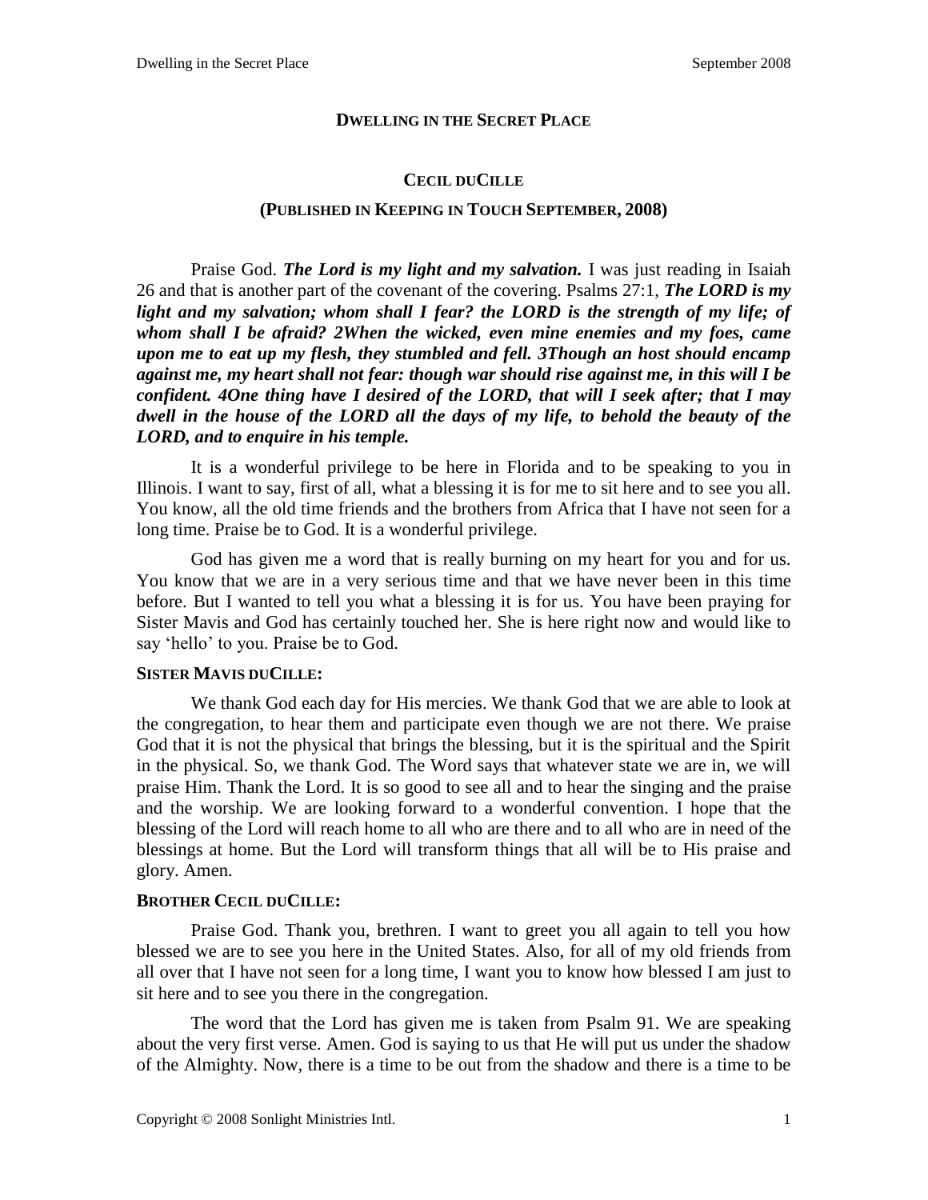# DWELLING IN THE SECRET PLACE

## CECIL DUCILLE

## (PUBLISHED IN KEEPING IN TOUCH SEPTEMBER, 2008)

Praise God. ***The Lord is my light and my salvation.*** I was just reading in Isaiah 26 and that is another part of the covenant of the covering. Psalms 27:1, ***The LORD is my light and my salvation; whom shall I fear? the LORD is the strength of my life; of whom shall I be afraid? 2When the wicked, even mine enemies and my foes, came upon me to eat up my flesh, they stumbled and fell. 3Though an host should encamp against me, my heart shall not fear: though war should rise against me, in this will I be confident. 4One thing have I desired of the LORD, that will I seek after; that I may dwell in the house of the LORD all the days of my life, to behold the beauty of the LORD, and to enquire in his temple.***

It is a wonderful privilege to be here in Florida and to be speaking to you in Illinois. I want to say, first of all, what a blessing it is for me to sit here and to see you all. You know, all the old time friends and the brothers from Africa that I have not seen for a long time. Praise be to God. It is a wonderful privilege.

God has given me a word that is really burning on my heart for you and for us. You know that we are in a very serious time and that we have never been in this time before. But I wanted to tell you what a blessing it is for us. You have been praying for Sister Mavis and God has certainly touched her. She is here right now and would like to say 'hello' to you. Praise be to God.

**SISTER MAVIS DUCILLE:**

We thank God each day for His mercies. We thank God that we are able to look at the congregation, to hear them and participate even though we are not there. We praise God that it is not the physical that brings the blessing, but it is the spiritual and the Spirit in the physical. So, we thank God. The Word says that whatever state we are in, we will praise Him. Thank the Lord. It is so good to see all and to hear the singing and the praise and the worship. We are looking forward to a wonderful convention. I hope that the blessing of the Lord will reach home to all who are there and to all who are in need of the blessings at home. But the Lord will transform things that all will be to His praise and glory. Amen.

**BROTHER CECIL DUCILLE:**

Praise God. Thank you, brethren. I want to greet you all again to tell you how blessed we are to see you here in the United States. Also, for all of my old friends from all over that I have not seen for a long time, I want you to know how blessed I am just to sit here and to see you there in the congregation.

The word that the Lord has given me is taken from Psalm 91. We are speaking about the very first verse. Amen. God is saying to us that He will put us under the shadow of the Almighty. Now, there is a time to be out from the shadow and there is a time to be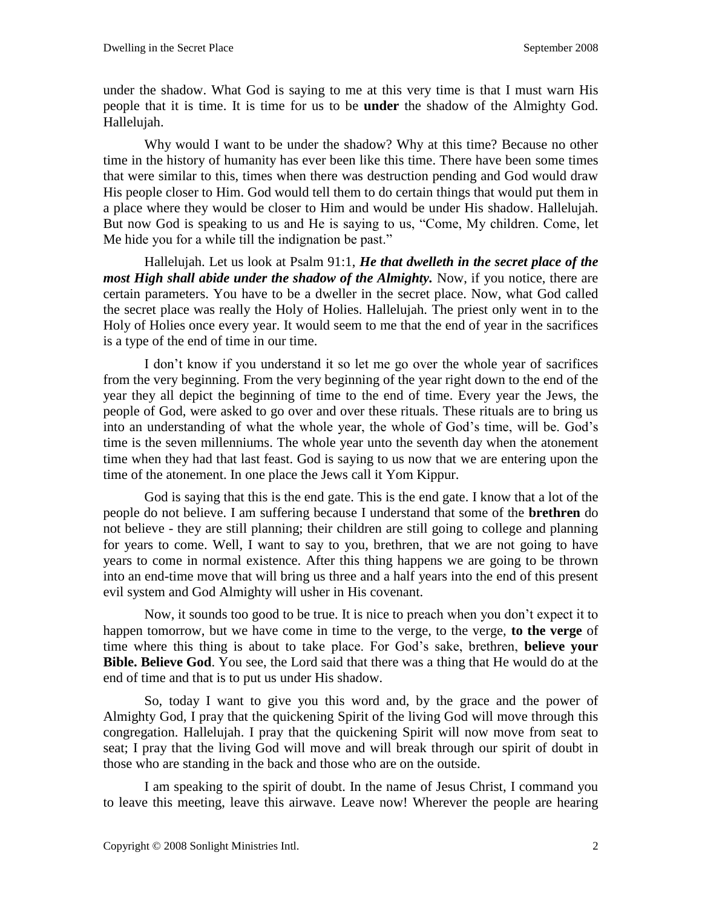under the shadow. What God is saying to me at this very time is that I must warn His people that it is time. It is time for us to be **under** the shadow of the Almighty God. Hallelujah.

Why would I want to be under the shadow? Why at this time? Because no other time in the history of humanity has ever been like this time. There have been some times that were similar to this, times when there was destruction pending and God would draw His people closer to Him. God would tell them to do certain things that would put them in a place where they would be closer to Him and would be under His shadow. Hallelujah. But now God is speaking to us and He is saying to us, "Come, My children. Come, let Me hide you for a while till the indignation be past."

Hallelujah. Let us look at Psalm 91:1, ***He that dwelleth in the secret place of the most High shall abide under the shadow of the Almighty.*** Now, if you notice, there are certain parameters. You have to be a dweller in the secret place. Now, what God called the secret place was really the Holy of Holies. Hallelujah. The priest only went in to the Holy of Holies once every year. It would seem to me that the end of year in the sacrifices is a type of the end of time in our time.

I don't know if you understand it so let me go over the whole year of sacrifices from the very beginning. From the very beginning of the year right down to the end of the year they all depict the beginning of time to the end of time. Every year the Jews, the people of God, were asked to go over and over these rituals. These rituals are to bring us into an understanding of what the whole year, the whole of God's time, will be. God's time is the seven millenniums. The whole year unto the seventh day when the atonement time when they had that last feast. God is saying to us now that we are entering upon the time of the atonement. In one place the Jews call it Yom Kippur.

God is saying that this is the end gate. This is the end gate. I know that a lot of the people do not believe. I am suffering because I understand that some of the **brethren** do not believe - they are still planning; their children are still going to college and planning for years to come. Well, I want to say to you, brethren, that we are not going to have years to come in normal existence. After this thing happens we are going to be thrown into an end-time move that will bring us three and a half years into the end of this present evil system and God Almighty will usher in His covenant.

Now, it sounds too good to be true. It is nice to preach when you don't expect it to happen tomorrow, but we have come in time to the verge, to the verge, **to the verge** of time where this thing is about to take place. For God's sake, brethren, **believe your Bible. Believe God**. You see, the Lord said that there was a thing that He would do at the end of time and that is to put us under His shadow.

So, today I want to give you this word and, by the grace and the power of Almighty God, I pray that the quickening Spirit of the living God will move through this congregation. Hallelujah. I pray that the quickening Spirit will now move from seat to seat; I pray that the living God will move and will break through our spirit of doubt in those who are standing in the back and those who are on the outside.

I am speaking to the spirit of doubt. In the name of Jesus Christ, I command you to leave this meeting, leave this airwave. Leave now! Wherever the people are hearing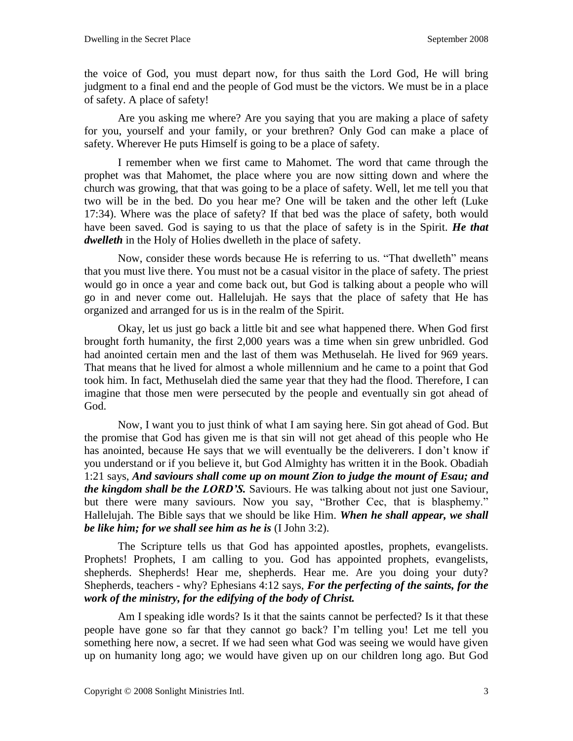the voice of God, you must depart now, for thus saith the Lord God, He will bring judgment to a final end and the people of God must be the victors. We must be in a place of safety. A place of safety!

Are you asking me where? Are you saying that you are making a place of safety for you, yourself and your family, or your brethren? Only God can make a place of safety. Wherever He puts Himself is going to be a place of safety.

I remember when we first came to Mahomet. The word that came through the prophet was that Mahomet, the place where you are now sitting down and where the church was growing, that that was going to be a place of safety. Well, let me tell you that two will be in the bed. Do you hear me? One will be taken and the other left (Luke 17:34). Where was the place of safety? If that bed was the place of safety, both would have been saved. God is saying to us that the place of safety is in the Spirit. ***He that dwelleth*** in the Holy of Holies dwelleth in the place of safety.

Now, consider these words because He is referring to us. "That dwelleth" means that you must live there. You must not be a casual visitor in the place of safety. The priest would go in once a year and come back out, but God is talking about a people who will go in and never come out. Hallelujah. He says that the place of safety that He has organized and arranged for us is in the realm of the Spirit.

Okay, let us just go back a little bit and see what happened there. When God first brought forth humanity, the first 2,000 years was a time when sin grew unbridled. God had anointed certain men and the last of them was Methuselah. He lived for 969 years. That means that he lived for almost a whole millennium and he came to a point that God took him. In fact, Methuselah died the same year that they had the flood. Therefore, I can imagine that those men were persecuted by the people and eventually sin got ahead of God.

Now, I want you to just think of what I am saying here. Sin got ahead of God. But the promise that God has given me is that sin will not get ahead of this people who He has anointed, because He says that we will eventually be the deliverers. I don't know if you understand or if you believe it, but God Almighty has written it in the Book. Obadiah 1:21 says, ***And saviours shall come up on mount Zion to judge the mount of Esau; and the kingdom shall be the LORD'S.*** Saviours. He was talking about not just one Saviour, but there were many saviours. Now you say, "Brother Cec, that is blasphemy." Hallelujah. The Bible says that we should be like Him. ***When he shall appear, we shall be like him; for we shall see him as he is*** (I John 3:2).

The Scripture tells us that God has appointed apostles, prophets, evangelists. Prophets! Prophets, I am calling to you. God has appointed prophets, evangelists, shepherds. Shepherds! Hear me, shepherds. Hear me. Are you doing your duty? Shepherds, teachers - why? Ephesians 4:12 says, ***For the perfecting of the saints, for the work of the ministry, for the edifying of the body of Christ.***

Am I speaking idle words? Is it that the saints cannot be perfected? Is it that these people have gone so far that they cannot go back? I'm telling you! Let me tell you something here now, a secret. If we had seen what God was seeing we would have given up on humanity long ago; we would have given up on our children long ago. But God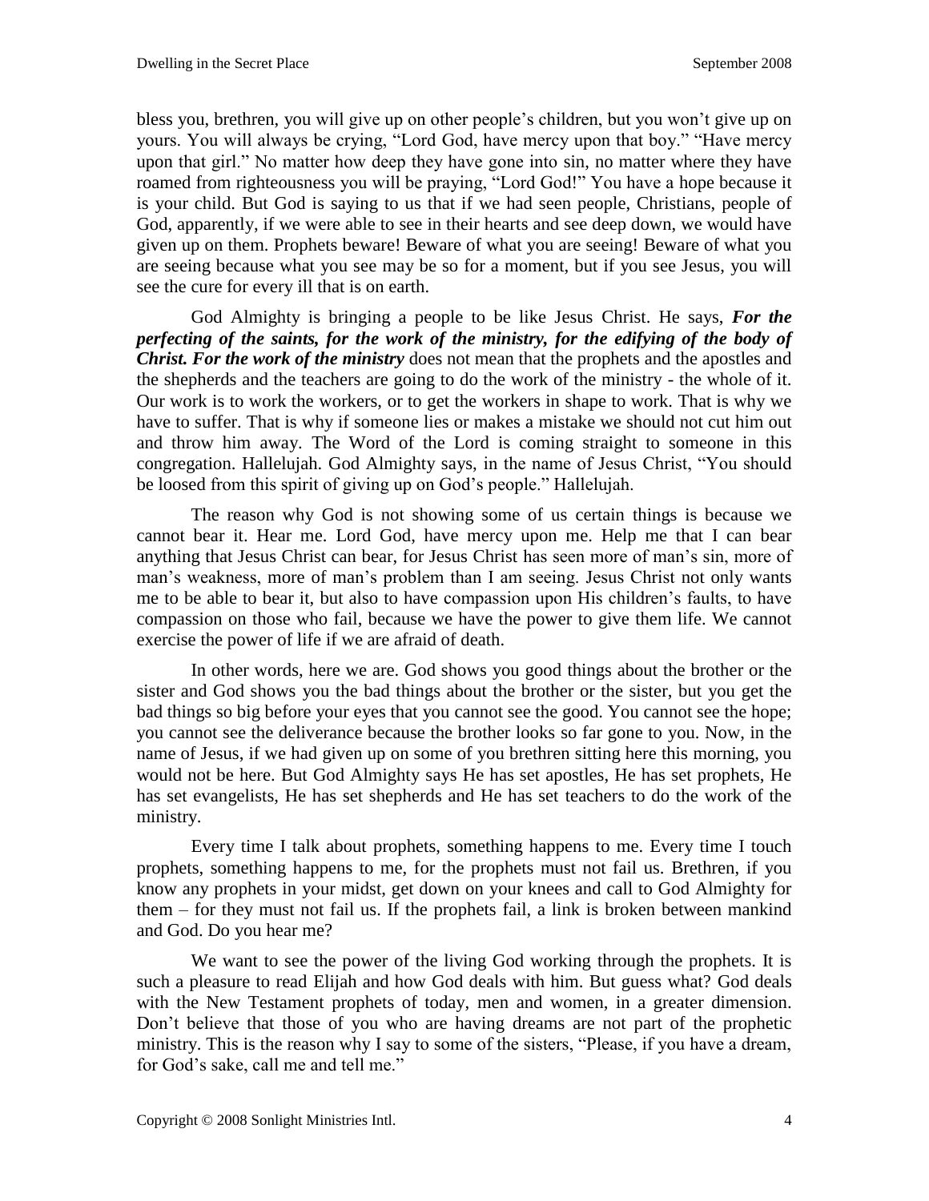bless you, brethren, you will give up on other people's children, but you won't give up on yours. You will always be crying, "Lord God, have mercy upon that boy." "Have mercy upon that girl." No matter how deep they have gone into sin, no matter where they have roamed from righteousness you will be praying, "Lord God!" You have a hope because it is your child. But God is saying to us that if we had seen people, Christians, people of God, apparently, if we were able to see in their hearts and see deep down, we would have given up on them. Prophets beware! Beware of what you are seeing! Beware of what you are seeing because what you see may be so for a moment, but if you see Jesus, you will see the cure for every ill that is on earth.

God Almighty is bringing a people to be like Jesus Christ. He says, ***For the perfecting of the saints, for the work of the ministry, for the edifying of the body of Christ. For the work of the ministry*** does not mean that the prophets and the apostles and the shepherds and the teachers are going to do the work of the ministry - the whole of it. Our work is to work the workers, or to get the workers in shape to work. That is why we have to suffer. That is why if someone lies or makes a mistake we should not cut him out and throw him away. The Word of the Lord is coming straight to someone in this congregation. Hallelujah. God Almighty says, in the name of Jesus Christ, "You should be loosed from this spirit of giving up on God's people." Hallelujah.

The reason why God is not showing some of us certain things is because we cannot bear it. Hear me. Lord God, have mercy upon me. Help me that I can bear anything that Jesus Christ can bear, for Jesus Christ has seen more of man's sin, more of man's weakness, more of man's problem than I am seeing. Jesus Christ not only wants me to be able to bear it, but also to have compassion upon His children's faults, to have compassion on those who fail, because we have the power to give them life. We cannot exercise the power of life if we are afraid of death.

In other words, here we are. God shows you good things about the brother or the sister and God shows you the bad things about the brother or the sister, but you get the bad things so big before your eyes that you cannot see the good. You cannot see the hope; you cannot see the deliverance because the brother looks so far gone to you. Now, in the name of Jesus, if we had given up on some of you brethren sitting here this morning, you would not be here. But God Almighty says He has set apostles, He has set prophets, He has set evangelists, He has set shepherds and He has set teachers to do the work of the ministry.

Every time I talk about prophets, something happens to me. Every time I touch prophets, something happens to me, for the prophets must not fail us. Brethren, if you know any prophets in your midst, get down on your knees and call to God Almighty for them – for they must not fail us. If the prophets fail, a link is broken between mankind and God. Do you hear me?

We want to see the power of the living God working through the prophets. It is such a pleasure to read Elijah and how God deals with him. But guess what? God deals with the New Testament prophets of today, men and women, in a greater dimension. Don't believe that those of you who are having dreams are not part of the prophetic ministry. This is the reason why I say to some of the sisters, "Please, if you have a dream, for God's sake, call me and tell me."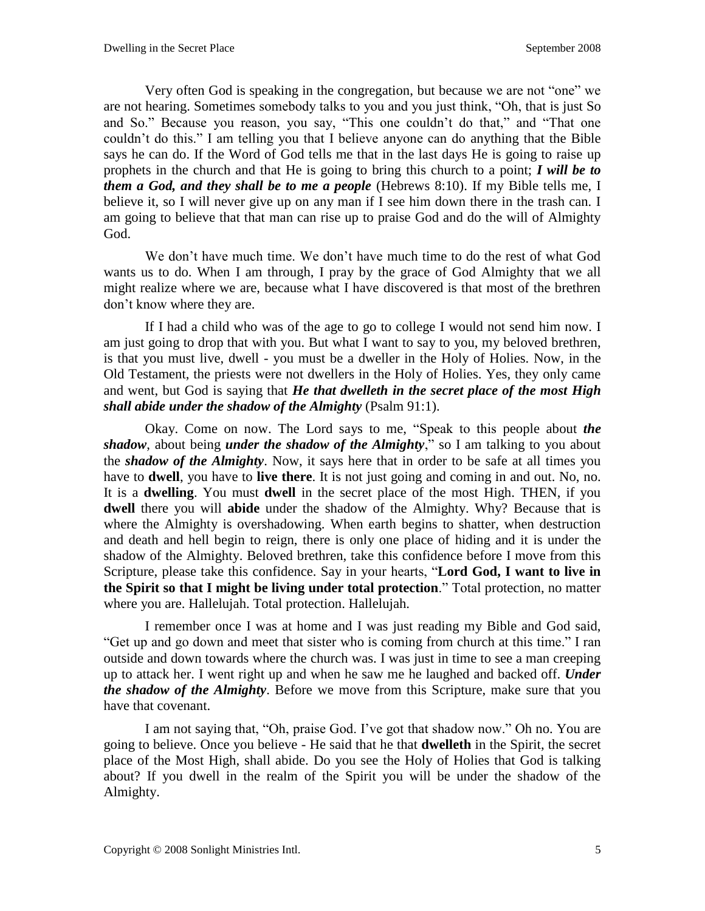Very often God is speaking in the congregation, but because we are not "one" we are not hearing. Sometimes somebody talks to you and you just think, "Oh, that is just So and So." Because you reason, you say, "This one couldn't do that," and "That one couldn't do this." I am telling you that I believe anyone can do anything that the Bible says he can do. If the Word of God tells me that in the last days He is going to raise up prophets in the church and that He is going to bring this church to a point; ***I will be to them a God, and they shall be to me a people*** (Hebrews 8:10). If my Bible tells me, I believe it, so I will never give up on any man if I see him down there in the trash can. I am going to believe that that man can rise up to praise God and do the will of Almighty God.

We don't have much time. We don't have much time to do the rest of what God wants us to do. When I am through, I pray by the grace of God Almighty that we all might realize where we are, because what I have discovered is that most of the brethren don't know where they are.

If I had a child who was of the age to go to college I would not send him now. I am just going to drop that with you. But what I want to say to you, my beloved brethren, is that you must live, dwell - you must be a dweller in the Holy of Holies. Now, in the Old Testament, the priests were not dwellers in the Holy of Holies. Yes, they only came and went, but God is saying that ***He that dwelleth in the secret place of the most High shall abide under the shadow of the Almighty*** (Psalm 91:1).

Okay. Come on now. The Lord says to me, "Speak to this people about ***the shadow***, about being ***under the shadow of the Almighty***," so I am talking to you about the ***shadow of the Almighty***. Now, it says here that in order to be safe at all times you have to **dwell**, you have to **live there**. It is not just going and coming in and out. No, no. It is a **dwelling**. You must **dwell** in the secret place of the most High. THEN, if you **dwell** there you will **abide** under the shadow of the Almighty. Why? Because that is where the Almighty is overshadowing. When earth begins to shatter, when destruction and death and hell begin to reign, there is only one place of hiding and it is under the shadow of the Almighty. Beloved brethren, take this confidence before I move from this Scripture, please take this confidence. Say in your hearts, "**Lord God, I want to live in the Spirit so that I might be living under total protection**." Total protection, no matter where you are. Hallelujah. Total protection. Hallelujah.

I remember once I was at home and I was just reading my Bible and God said, "Get up and go down and meet that sister who is coming from church at this time." I ran outside and down towards where the church was. I was just in time to see a man creeping up to attack her. I went right up and when he saw me he laughed and backed off. ***Under the shadow of the Almighty***. Before we move from this Scripture, make sure that you have that covenant.

I am not saying that, "Oh, praise God. I've got that shadow now." Oh no. You are going to believe. Once you believe - He said that he that **dwelleth** in the Spirit, the secret place of the Most High, shall abide. Do you see the Holy of Holies that God is talking about? If you dwell in the realm of the Spirit you will be under the shadow of the Almighty.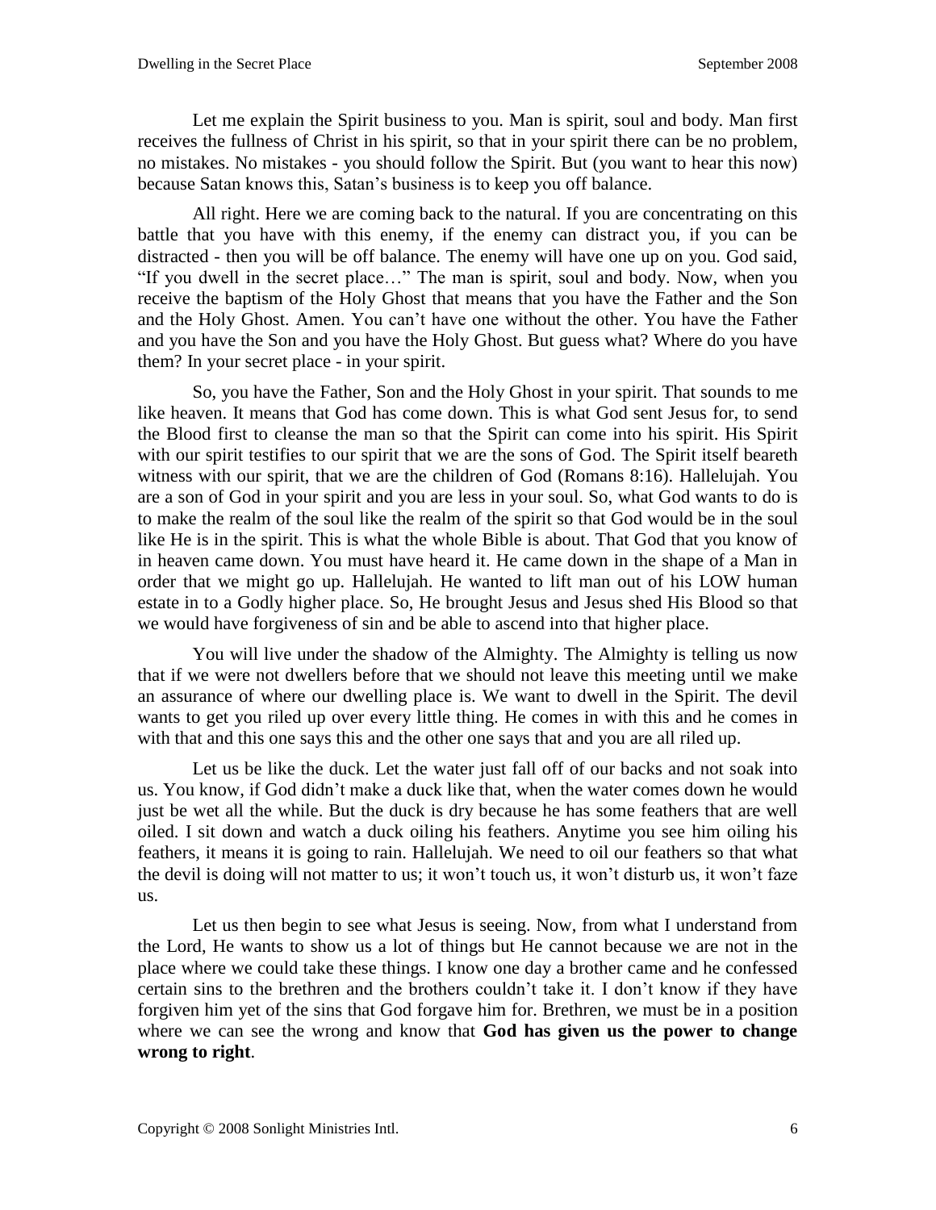Let me explain the Spirit business to you. Man is spirit, soul and body. Man first receives the fullness of Christ in his spirit, so that in your spirit there can be no problem, no mistakes. No mistakes - you should follow the Spirit. But (you want to hear this now) because Satan knows this, Satan's business is to keep you off balance.

All right. Here we are coming back to the natural. If you are concentrating on this battle that you have with this enemy, if the enemy can distract you, if you can be distracted - then you will be off balance. The enemy will have one up on you. God said, "If you dwell in the secret place…" The man is spirit, soul and body. Now, when you receive the baptism of the Holy Ghost that means that you have the Father and the Son and the Holy Ghost. Amen. You can't have one without the other. You have the Father and you have the Son and you have the Holy Ghost. But guess what? Where do you have them? In your secret place - in your spirit.

So, you have the Father, Son and the Holy Ghost in your spirit. That sounds to me like heaven. It means that God has come down. This is what God sent Jesus for, to send the Blood first to cleanse the man so that the Spirit can come into his spirit. His Spirit with our spirit testifies to our spirit that we are the sons of God. The Spirit itself beareth witness with our spirit, that we are the children of God (Romans 8:16). Hallelujah. You are a son of God in your spirit and you are less in your soul. So, what God wants to do is to make the realm of the soul like the realm of the spirit so that God would be in the soul like He is in the spirit. This is what the whole Bible is about. That God that you know of in heaven came down. You must have heard it. He came down in the shape of a Man in order that we might go up. Hallelujah. He wanted to lift man out of his LOW human estate in to a Godly higher place. So, He brought Jesus and Jesus shed His Blood so that we would have forgiveness of sin and be able to ascend into that higher place.

You will live under the shadow of the Almighty. The Almighty is telling us now that if we were not dwellers before that we should not leave this meeting until we make an assurance of where our dwelling place is. We want to dwell in the Spirit. The devil wants to get you riled up over every little thing. He comes in with this and he comes in with that and this one says this and the other one says that and you are all riled up.

Let us be like the duck. Let the water just fall off of our backs and not soak into us. You know, if God didn't make a duck like that, when the water comes down he would just be wet all the while. But the duck is dry because he has some feathers that are well oiled. I sit down and watch a duck oiling his feathers. Anytime you see him oiling his feathers, it means it is going to rain. Hallelujah. We need to oil our feathers so that what the devil is doing will not matter to us; it won't touch us, it won't disturb us, it won't faze us.

Let us then begin to see what Jesus is seeing. Now, from what I understand from the Lord, He wants to show us a lot of things but He cannot because we are not in the place where we could take these things. I know one day a brother came and he confessed certain sins to the brethren and the brothers couldn't take it. I don't know if they have forgiven him yet of the sins that God forgave him for. Brethren, we must be in a position where we can see the wrong and know that **God has given us the power to change wrong to right**.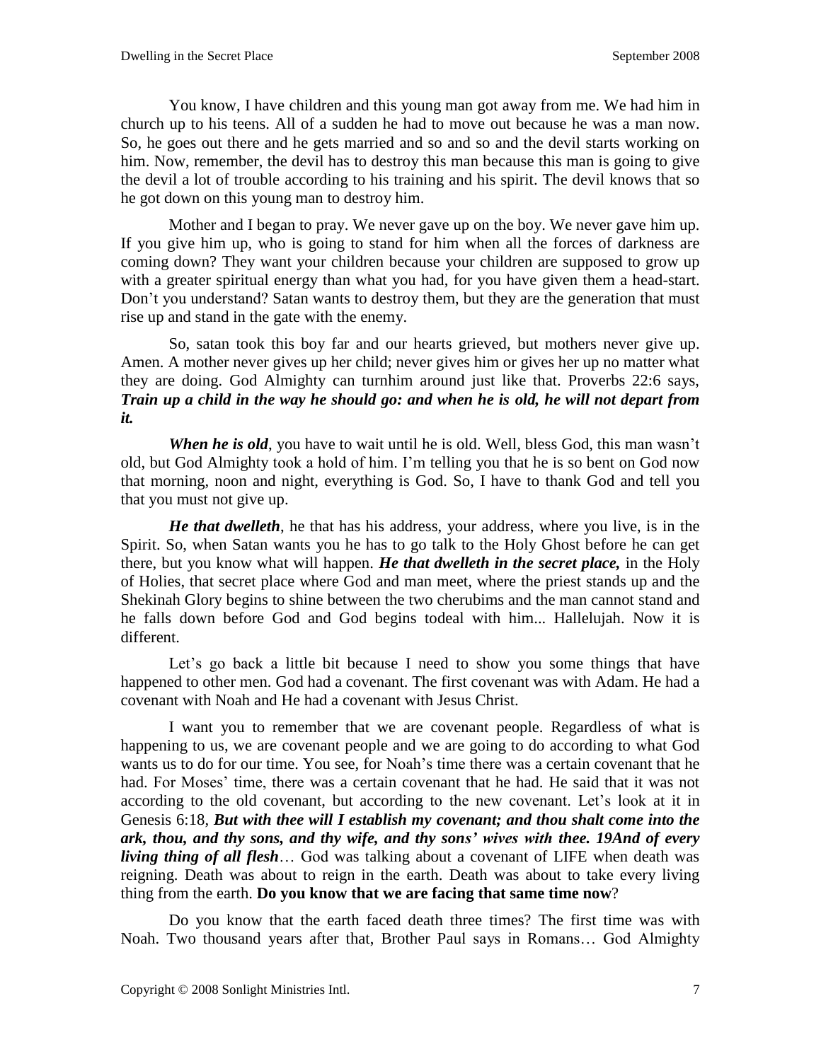You know, I have children and this young man got away from me. We had him in church up to his teens. All of a sudden he had to move out because he was a man now. So, he goes out there and he gets married and so and so and the devil starts working on him. Now, remember, the devil has to destroy this man because this man is going to give the devil a lot of trouble according to his training and his spirit. The devil knows that so he got down on this young man to destroy him.

Mother and I began to pray. We never gave up on the boy. We never gave him up. If you give him up, who is going to stand for him when all the forces of darkness are coming down? They want your children because your children are supposed to grow up with a greater spiritual energy than what you had, for you have given them a head-start. Don't you understand? Satan wants to destroy them, but they are the generation that must rise up and stand in the gate with the enemy.

So, satan took this boy far and our hearts grieved, but mothers never give up. Amen. A mother never gives up her child; never gives him or gives her up no matter what they are doing. God Almighty can turnhim around just like that. Proverbs 22:6 says, ***Train up a child in the way he should go: and when he is old, he will not depart from it.***

***When he is old***, you have to wait until he is old. Well, bless God, this man wasn't old, but God Almighty took a hold of him. I'm telling you that he is so bent on God now that morning, noon and night, everything is God. So, I have to thank God and tell you that you must not give up.

***He that dwelleth***, he that has his address, your address, where you live, is in the Spirit. So, when Satan wants you he has to go talk to the Holy Ghost before he can get there, but you know what will happen. ***He that dwelleth in the secret place,*** in the Holy of Holies, that secret place where God and man meet, where the priest stands up and the Shekinah Glory begins to shine between the two cherubims and the man cannot stand and he falls down before God and God begins todeal with him... Hallelujah. Now it is different.

Let's go back a little bit because I need to show you some things that have happened to other men. God had a covenant. The first covenant was with Adam. He had a covenant with Noah and He had a covenant with Jesus Christ.

I want you to remember that we are covenant people. Regardless of what is happening to us, we are covenant people and we are going to do according to what God wants us to do for our time. You see, for Noah's time there was a certain covenant that he had. For Moses' time, there was a certain covenant that he had. He said that it was not according to the old covenant, but according to the new covenant. Let's look at it in Genesis 6:18, ***But with thee will I establish my covenant; and thou shalt come into the ark, thou, and thy sons, and thy wife, and thy sons' wives with thee. 19And of every living thing of all flesh***… God was talking about a covenant of LIFE when death was reigning. Death was about to reign in the earth. Death was about to take every living thing from the earth. **Do you know that we are facing that same time now**?

Do you know that the earth faced death three times? The first time was with Noah. Two thousand years after that, Brother Paul says in Romans… God Almighty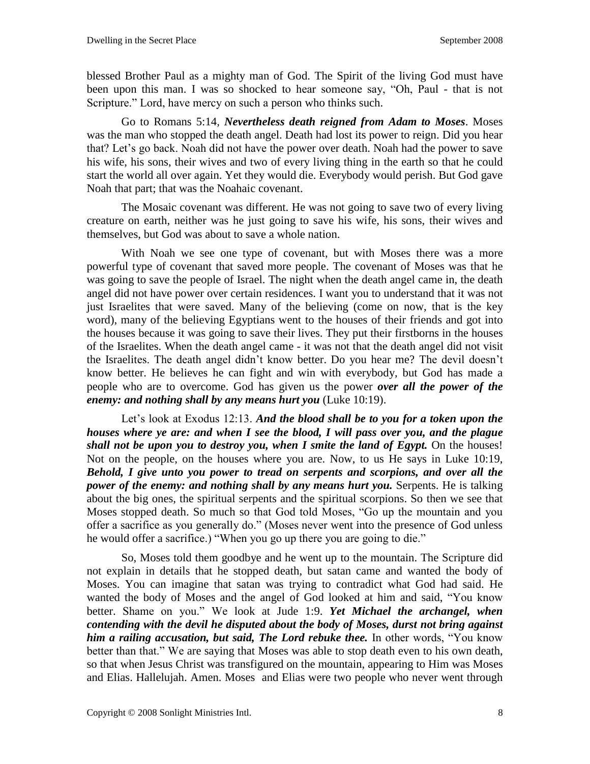blessed Brother Paul as a mighty man of God. The Spirit of the living God must have been upon this man. I was so shocked to hear someone say, "Oh, Paul - that is not Scripture." Lord, have mercy on such a person who thinks such.

Go to Romans 5:14, ***Nevertheless death reigned from Adam to Moses***. Moses was the man who stopped the death angel. Death had lost its power to reign. Did you hear that? Let's go back. Noah did not have the power over death. Noah had the power to save his wife, his sons, their wives and two of every living thing in the earth so that he could start the world all over again. Yet they would die. Everybody would perish. But God gave Noah that part; that was the Noahaic covenant.

The Mosaic covenant was different. He was not going to save two of every living creature on earth, neither was he just going to save his wife, his sons, their wives and themselves, but God was about to save a whole nation.

With Noah we see one type of covenant, but with Moses there was a more powerful type of covenant that saved more people. The covenant of Moses was that he was going to save the people of Israel. The night when the death angel came in, the death angel did not have power over certain residences. I want you to understand that it was not just Israelites that were saved. Many of the believing (come on now, that is the key word), many of the believing Egyptians went to the houses of their friends and got into the houses because it was going to save their lives. They put their firstborns in the houses of the Israelites. When the death angel came - it was not that the death angel did not visit the Israelites. The death angel didn't know better. Do you hear me? The devil doesn't know better. He believes he can fight and win with everybody, but God has made a people who are to overcome. God has given us the power ***over all the power of the enemy: and nothing shall by any means hurt you*** (Luke 10:19).

Let's look at Exodus 12:13. ***And the blood shall be to you for a token upon the houses where ye are: and when I see the blood, I will pass over you, and the plague shall not be upon you to destroy you, when I smite the land of Egypt.*** On the houses! Not on the people, on the houses where you are. Now, to us He says in Luke 10:19, ***Behold, I give unto you power to tread on serpents and scorpions, and over all the power of the enemy: and nothing shall by any means hurt you.*** Serpents. He is talking about the big ones, the spiritual serpents and the spiritual scorpions. So then we see that Moses stopped death. So much so that God told Moses, "Go up the mountain and you offer a sacrifice as you generally do." (Moses never went into the presence of God unless he would offer a sacrifice.) "When you go up there you are going to die."

So, Moses told them goodbye and he went up to the mountain. The Scripture did not explain in details that he stopped death, but satan came and wanted the body of Moses. You can imagine that satan was trying to contradict what God had said. He wanted the body of Moses and the angel of God looked at him and said, "You know better. Shame on you." We look at Jude 1:9. ***Yet Michael the archangel, when contending with the devil he disputed about the body of Moses, durst not bring against him a railing accusation, but said, The Lord rebuke thee.*** In other words, "You know better than that." We are saying that Moses was able to stop death even to his own death, so that when Jesus Christ was transfigured on the mountain, appearing to Him was Moses and Elias. Hallelujah. Amen. Moses and Elias were two people who never went through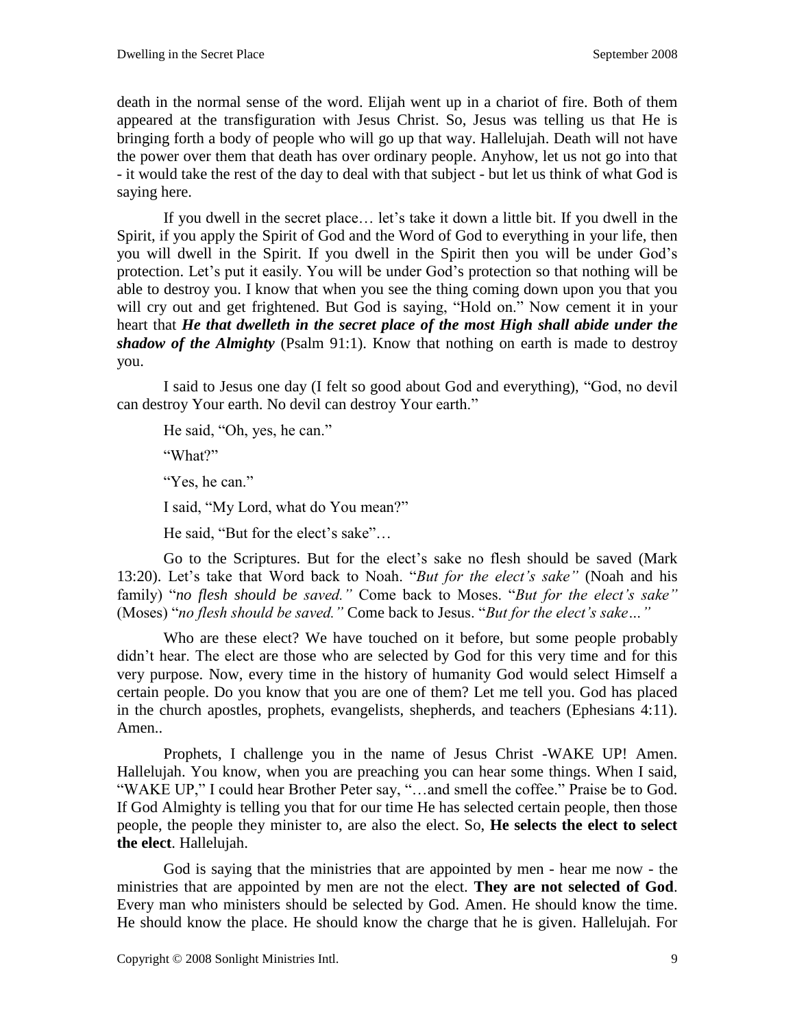death in the normal sense of the word. Elijah went up in a chariot of fire. Both of them appeared at the transfiguration with Jesus Christ. So, Jesus was telling us that He is bringing forth a body of people who will go up that way. Hallelujah. Death will not have the power over them that death has over ordinary people. Anyhow, let us not go into that - it would take the rest of the day to deal with that subject - but let us think of what God is saying here.

If you dwell in the secret place… let's take it down a little bit. If you dwell in the Spirit, if you apply the Spirit of God and the Word of God to everything in your life, then you will dwell in the Spirit. If you dwell in the Spirit then you will be under God's protection. Let's put it easily. You will be under God's protection so that nothing will be able to destroy you. I know that when you see the thing coming down upon you that you will cry out and get frightened. But God is saying, "Hold on." Now cement it in your heart that ***He that dwelleth in the secret place of the most High shall abide under the shadow of the Almighty*** (Psalm 91:1). Know that nothing on earth is made to destroy you.

I said to Jesus one day (I felt so good about God and everything), "God, no devil can destroy Your earth. No devil can destroy Your earth."

He said, "Oh, yes, he can."

"What?"

"Yes, he can."

I said, "My Lord, what do You mean?"

He said, "But for the elect's sake"…

Go to the Scriptures. But for the elect's sake no flesh should be saved (Mark 13:20). Let's take that Word back to Noah. "*But for the elect's sake"* (Noah and his family) "*no flesh should be saved."* Come back to Moses. "*But for the elect's sake"* (Moses) "*no flesh should be saved."* Come back to Jesus. "*But for the elect's sake…"*

Who are these elect? We have touched on it before, but some people probably didn't hear. The elect are those who are selected by God for this very time and for this very purpose. Now, every time in the history of humanity God would select Himself a certain people. Do you know that you are one of them? Let me tell you. God has placed in the church apostles, prophets, evangelists, shepherds, and teachers (Ephesians 4:11). Amen..

Prophets, I challenge you in the name of Jesus Christ -WAKE UP! Amen. Hallelujah. You know, when you are preaching you can hear some things. When I said, "WAKE UP," I could hear Brother Peter say, "…and smell the coffee." Praise be to God. If God Almighty is telling you that for our time He has selected certain people, then those people, the people they minister to, are also the elect. So, **He selects the elect to select the elect**. Hallelujah.

God is saying that the ministries that are appointed by men - hear me now - the ministries that are appointed by men are not the elect. **They are not selected of God**. Every man who ministers should be selected by God. Amen. He should know the time. He should know the place. He should know the charge that he is given. Hallelujah. For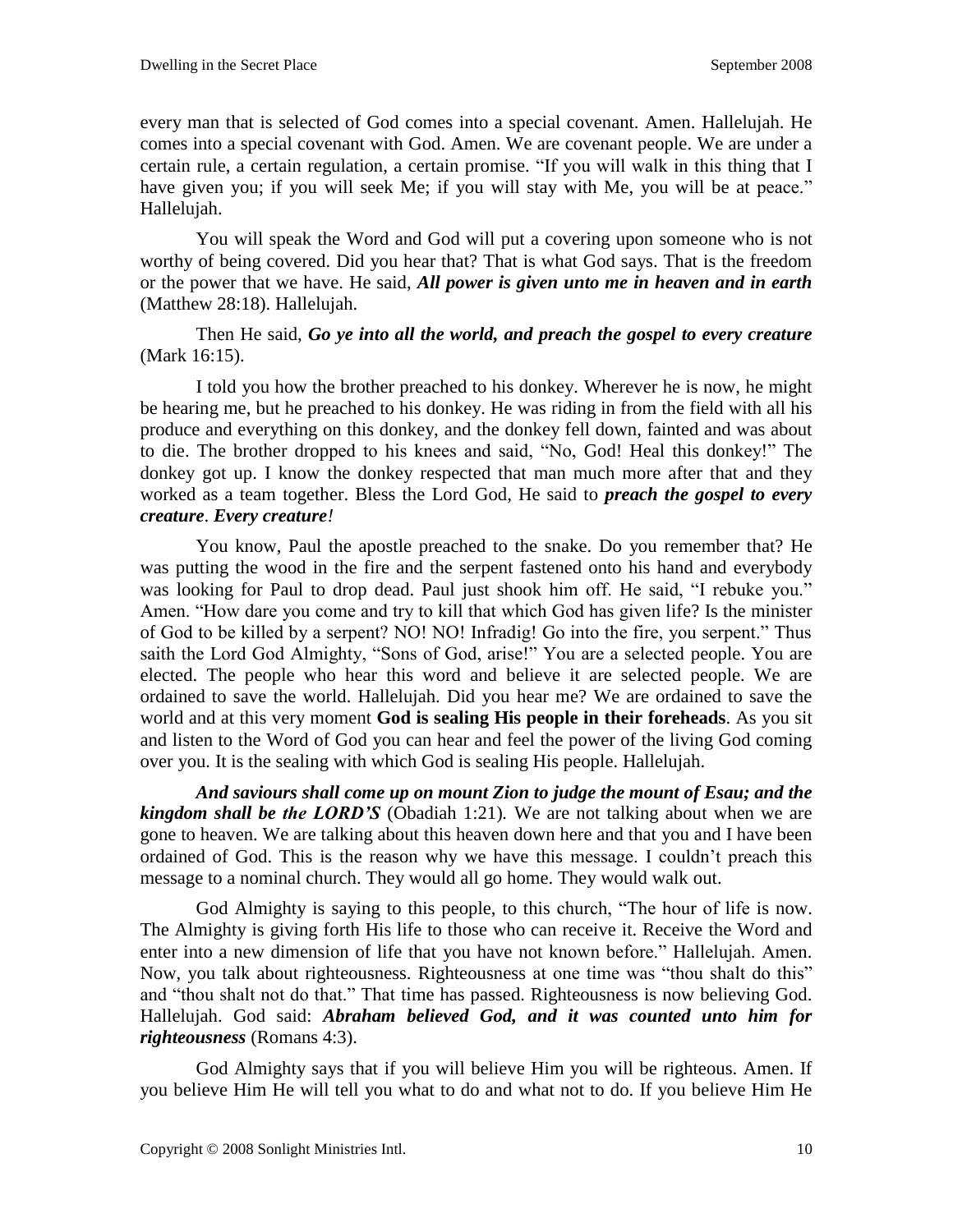every man that is selected of God comes into a special covenant. Amen. Hallelujah. He comes into a special covenant with God. Amen. We are covenant people. We are under a certain rule, a certain regulation, a certain promise. "If you will walk in this thing that I have given you; if you will seek Me; if you will stay with Me, you will be at peace." Hallelujah.

You will speak the Word and God will put a covering upon someone who is not worthy of being covered. Did you hear that? That is what God says. That is the freedom or the power that we have. He said, ***All power is given unto me in heaven and in earth*** (Matthew 28:18). Hallelujah.

Then He said, ***Go ye into all the world, and preach the gospel to every creature*** (Mark 16:15).

I told you how the brother preached to his donkey. Wherever he is now, he might be hearing me, but he preached to his donkey. He was riding in from the field with all his produce and everything on this donkey, and the donkey fell down, fainted and was about to die. The brother dropped to his knees and said, "No, God! Heal this donkey!" The donkey got up. I know the donkey respected that man much more after that and they worked as a team together. Bless the Lord God, He said to ***preach the gospel to every creature***. ***Every creature!***

You know, Paul the apostle preached to the snake. Do you remember that? He was putting the wood in the fire and the serpent fastened onto his hand and everybody was looking for Paul to drop dead. Paul just shook him off. He said, "I rebuke you." Amen. "How dare you come and try to kill that which God has given life? Is the minister of God to be killed by a serpent? NO! NO! Infradig! Go into the fire, you serpent." Thus saith the Lord God Almighty, "Sons of God, arise!" You are a selected people. You are elected. The people who hear this word and believe it are selected people. We are ordained to save the world. Hallelujah. Did you hear me? We are ordained to save the world and at this very moment **God is sealing His people in their foreheads**. As you sit and listen to the Word of God you can hear and feel the power of the living God coming over you. It is the sealing with which God is sealing His people. Hallelujah.

***And saviours shall come up on mount Zion to judge the mount of Esau; and the kingdom shall be the LORD'S*** (Obadiah 1:21). We are not talking about when we are gone to heaven. We are talking about this heaven down here and that you and I have been ordained of God. This is the reason why we have this message. I couldn't preach this message to a nominal church. They would all go home. They would walk out.

God Almighty is saying to this people, to this church, "The hour of life is now. The Almighty is giving forth His life to those who can receive it. Receive the Word and enter into a new dimension of life that you have not known before." Hallelujah. Amen. Now, you talk about righteousness. Righteousness at one time was "thou shalt do this" and "thou shalt not do that." That time has passed. Righteousness is now believing God. Hallelujah. God said: ***Abraham believed God, and it was counted unto him for righteousness*** (Romans 4:3).

God Almighty says that if you will believe Him you will be righteous. Amen. If you believe Him He will tell you what to do and what not to do. If you believe Him He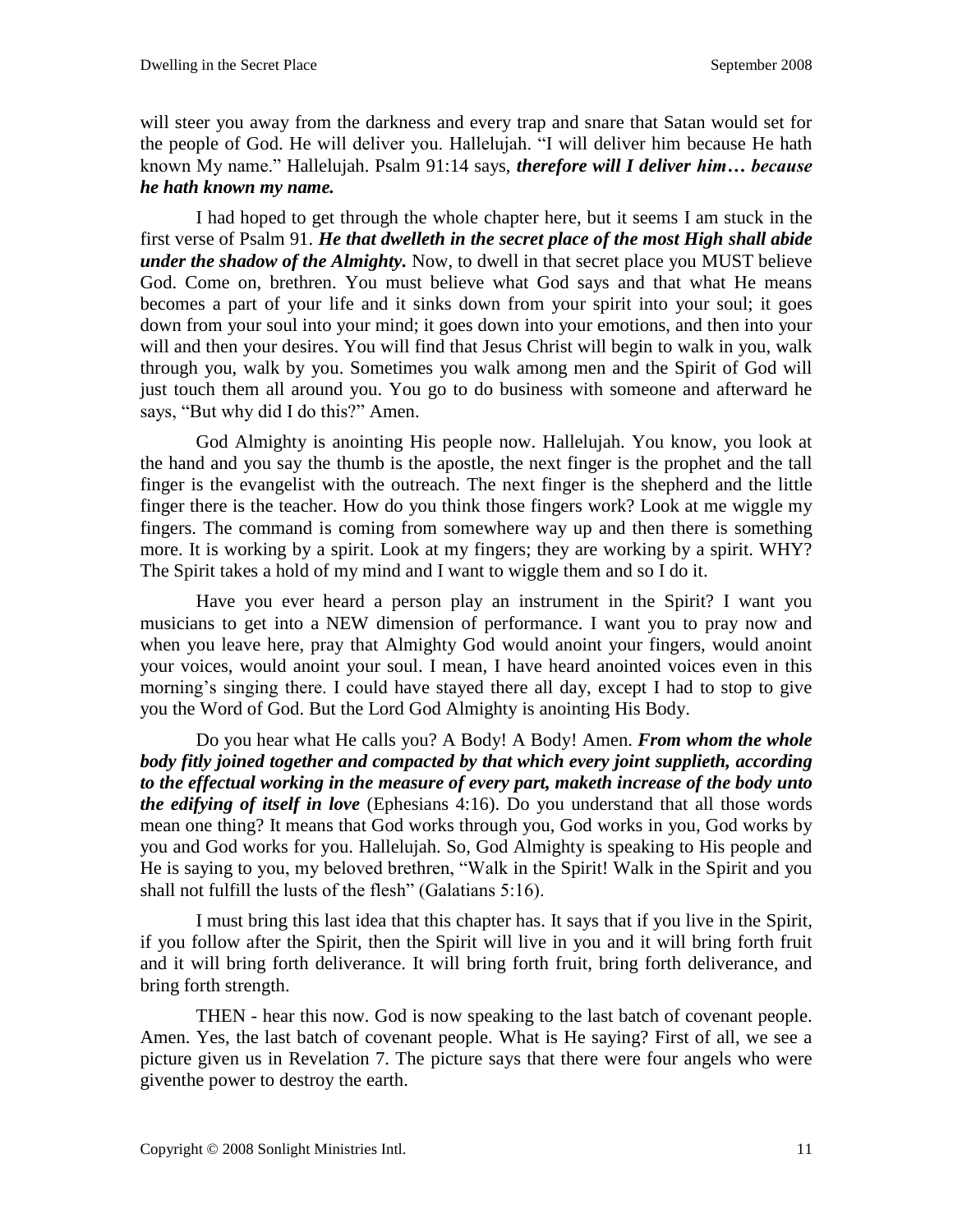will steer you away from the darkness and every trap and snare that Satan would set for the people of God. He will deliver you. Hallelujah. "I will deliver him because He hath known My name." Hallelujah. Psalm 91:14 says, ***therefore will I deliver him… because he hath known my name.***

I had hoped to get through the whole chapter here, but it seems I am stuck in the first verse of Psalm 91. ***He that dwelleth in the secret place of the most High shall abide under the shadow of the Almighty.*** Now, to dwell in that secret place you MUST believe God. Come on, brethren. You must believe what God says and that what He means becomes a part of your life and it sinks down from your spirit into your soul; it goes down from your soul into your mind; it goes down into your emotions, and then into your will and then your desires. You will find that Jesus Christ will begin to walk in you, walk through you, walk by you. Sometimes you walk among men and the Spirit of God will just touch them all around you. You go to do business with someone and afterward he says, "But why did I do this?" Amen.

God Almighty is anointing His people now. Hallelujah. You know, you look at the hand and you say the thumb is the apostle, the next finger is the prophet and the tall finger is the evangelist with the outreach. The next finger is the shepherd and the little finger there is the teacher. How do you think those fingers work? Look at me wiggle my fingers. The command is coming from somewhere way up and then there is something more. It is working by a spirit. Look at my fingers; they are working by a spirit. WHY? The Spirit takes a hold of my mind and I want to wiggle them and so I do it.

Have you ever heard a person play an instrument in the Spirit? I want you musicians to get into a NEW dimension of performance. I want you to pray now and when you leave here, pray that Almighty God would anoint your fingers, would anoint your voices, would anoint your soul. I mean, I have heard anointed voices even in this morning's singing there. I could have stayed there all day, except I had to stop to give you the Word of God. But the Lord God Almighty is anointing His Body.

Do you hear what He calls you? A Body! A Body! Amen. ***From whom the whole body fitly joined together and compacted by that which every joint supplieth, according to the effectual working in the measure of every part, maketh increase of the body unto the edifying of itself in love*** (Ephesians 4:16). Do you understand that all those words mean one thing? It means that God works through you, God works in you, God works by you and God works for you. Hallelujah. So, God Almighty is speaking to His people and He is saying to you, my beloved brethren, "Walk in the Spirit! Walk in the Spirit and you shall not fulfill the lusts of the flesh" (Galatians 5:16).

I must bring this last idea that this chapter has. It says that if you live in the Spirit, if you follow after the Spirit, then the Spirit will live in you and it will bring forth fruit and it will bring forth deliverance. It will bring forth fruit, bring forth deliverance, and bring forth strength.

THEN - hear this now. God is now speaking to the last batch of covenant people. Amen. Yes, the last batch of covenant people. What is He saying? First of all, we see a picture given us in Revelation 7. The picture says that there were four angels who were giventhe power to destroy the earth.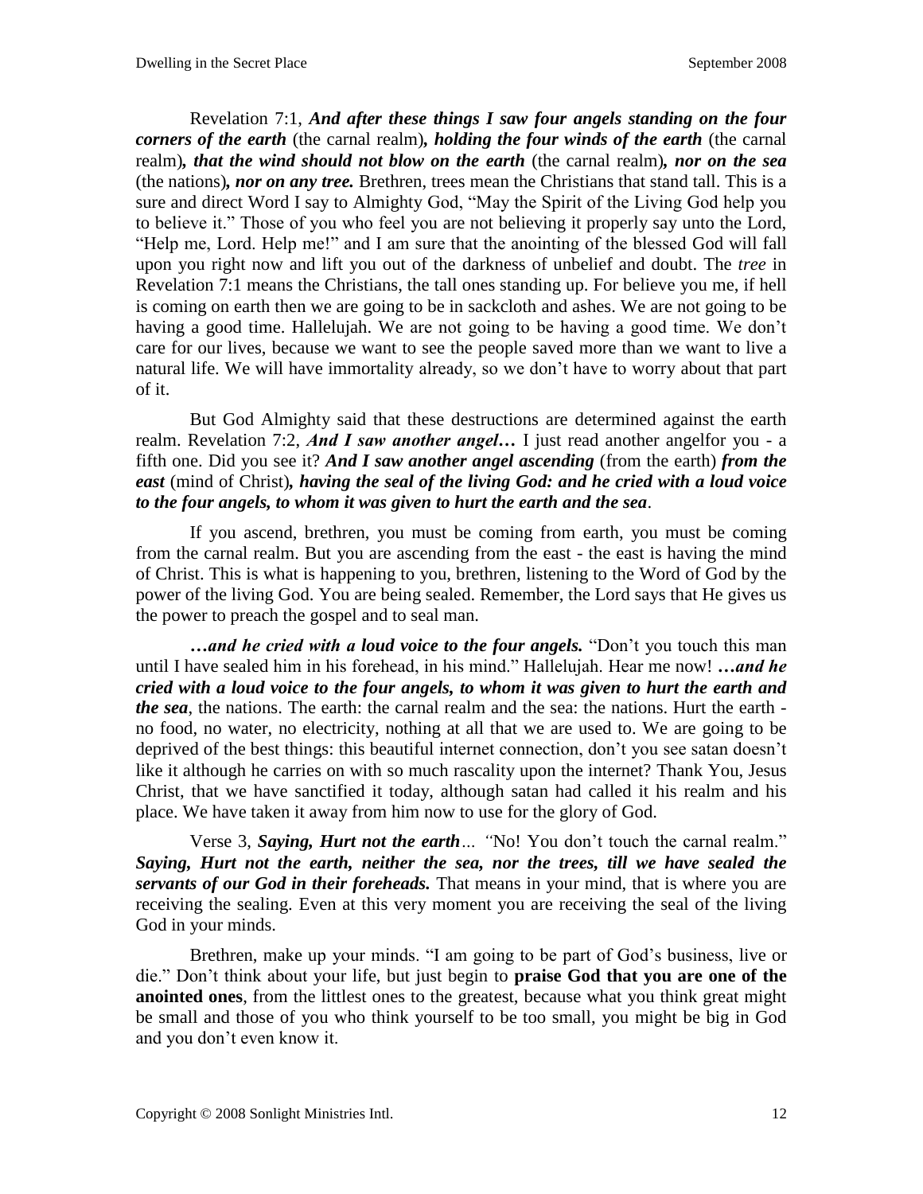Revelation 7:1, ***And after these things I saw four angels standing on the four corners of the earth*** (the carnal realm)***, holding the four winds of the earth*** (the carnal realm)***, that the wind should not blow on the earth*** (the carnal realm)***, nor on the sea*** (the nations)***, nor on any tree.*** Brethren, trees mean the Christians that stand tall. This is a sure and direct Word I say to Almighty God, "May the Spirit of the Living God help you to believe it." Those of you who feel you are not believing it properly say unto the Lord, "Help me, Lord. Help me!" and I am sure that the anointing of the blessed God will fall upon you right now and lift you out of the darkness of unbelief and doubt. The *tree* in Revelation 7:1 means the Christians, the tall ones standing up. For believe you me, if hell is coming on earth then we are going to be in sackcloth and ashes. We are not going to be having a good time. Hallelujah. We are not going to be having a good time. We don't care for our lives, because we want to see the people saved more than we want to live a natural life. We will have immortality already, so we don't have to worry about that part of it.

But God Almighty said that these destructions are determined against the earth realm. Revelation 7:2, ***And I saw another angel…*** I just read another angelfor you - a fifth one. Did you see it? ***And I saw another angel ascending*** (from the earth) ***from the east*** (mind of Christ)***, having the seal of the living God: and he cried with a loud voice to the four angels, to whom it was given to hurt the earth and the sea***.

If you ascend, brethren, you must be coming from earth, you must be coming from the carnal realm. But you are ascending from the east - the east is having the mind of Christ. This is what is happening to you, brethren, listening to the Word of God by the power of the living God. You are being sealed. Remember, the Lord says that He gives us the power to preach the gospel and to seal man.

***…and he cried with a loud voice to the four angels.*** "Don't you touch this man until I have sealed him in his forehead, in his mind." Hallelujah. Hear me now! ***…and he cried with a loud voice to the four angels, to whom it was given to hurt the earth and the sea***, the nations. The earth: the carnal realm and the sea: the nations. Hurt the earth - no food, no water, no electricity, nothing at all that we are used to. We are going to be deprived of the best things: this beautiful internet connection, don't you see satan doesn't like it although he carries on with so much rascality upon the internet? Thank You, Jesus Christ, that we have sanctified it today, although satan had called it his realm and his place. We have taken it away from him now to use for the glory of God.

Verse 3, ***Saying, Hurt not the earth****…* "No! You don't touch the carnal realm." ***Saying, Hurt not the earth, neither the sea, nor the trees, till we have sealed the servants of our God in their foreheads.*** That means in your mind, that is where you are receiving the sealing. Even at this very moment you are receiving the seal of the living God in your minds.

Brethren, make up your minds. "I am going to be part of God's business, live or die." Don't think about your life, but just begin to **praise God that you are one of the anointed ones**, from the littlest ones to the greatest, because what you think great might be small and those of you who think yourself to be too small, you might be big in God and you don't even know it.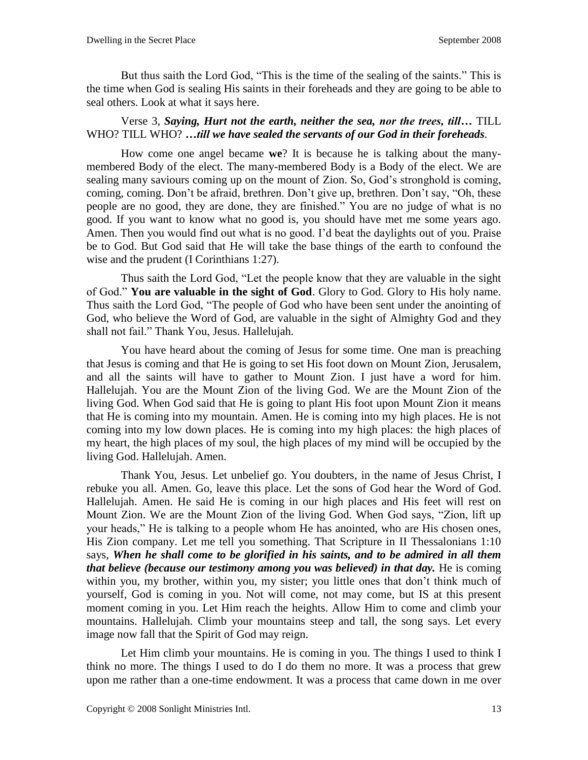But thus saith the Lord God, "This is the time of the sealing of the saints." This is the time when God is sealing His saints in their foreheads and they are going to be able to seal others. Look at what it says here.

Verse 3, ***Saying, Hurt not the earth, neither the sea, nor the trees, till…*** TILL WHO? TILL WHO? ***…till we have sealed the servants of our God in their foreheads.***

How come one angel became **we**? It is because he is talking about the many-membered Body of the elect. The many-membered Body is a Body of the elect. We are sealing many saviours coming up on the mount of Zion. So, God's stronghold is coming, coming, coming. Don't be afraid, brethren. Don't give up, brethren. Don't say, "Oh, these people are no good, they are done, they are finished." You are no judge of what is no good. If you want to know what no good is, you should have met me some years ago. Amen. Then you would find out what is no good. I'd beat the daylights out of you. Praise be to God. But God said that He will take the base things of the earth to confound the wise and the prudent (I Corinthians 1:27).

Thus saith the Lord God, "Let the people know that they are valuable in the sight of God." **You are valuable in the sight of God**. Glory to God. Glory to His holy name. Thus saith the Lord God, "The people of God who have been sent under the anointing of God, who believe the Word of God, are valuable in the sight of Almighty God and they shall not fail." Thank You, Jesus. Hallelujah.

You have heard about the coming of Jesus for some time. One man is preaching that Jesus is coming and that He is going to set His foot down on Mount Zion, Jerusalem, and all the saints will have to gather to Mount Zion. I just have a word for him. Hallelujah. You are the Mount Zion of the living God. We are the Mount Zion of the living God. When God said that He is going to plant His foot upon Mount Zion it means that He is coming into my mountain. Amen. He is coming into my high places. He is not coming into my low down places. He is coming into my high places: the high places of my heart, the high places of my soul, the high places of my mind will be occupied by the living God. Hallelujah. Amen.

Thank You, Jesus. Let unbelief go. You doubters, in the name of Jesus Christ, I rebuke you all. Amen. Go, leave this place. Let the sons of God hear the Word of God. Hallelujah. Amen. He said He is coming in our high places and His feet will rest on Mount Zion. We are the Mount Zion of the living God. When God says, "Zion, lift up your heads," He is talking to a people whom He has anointed, who are His chosen ones, His Zion company. Let me tell you something. That Scripture in II Thessalonians 1:10 says, ***When he shall come to be glorified in his saints, and to be admired in all them that believe (because our testimony among you was believed) in that day.*** He is coming within you, my brother, within you, my sister; you little ones that don't think much of yourself, God is coming in you. Not will come, not may come, but IS at this present moment coming in you. Let Him reach the heights. Allow Him to come and climb your mountains. Hallelujah. Climb your mountains steep and tall, the song says. Let every image now fall that the Spirit of God may reign.

Let Him climb your mountains. He is coming in you. The things I used to think I think no more. The things I used to do I do them no more. It was a process that grew upon me rather than a one-time endowment. It was a process that came down in me over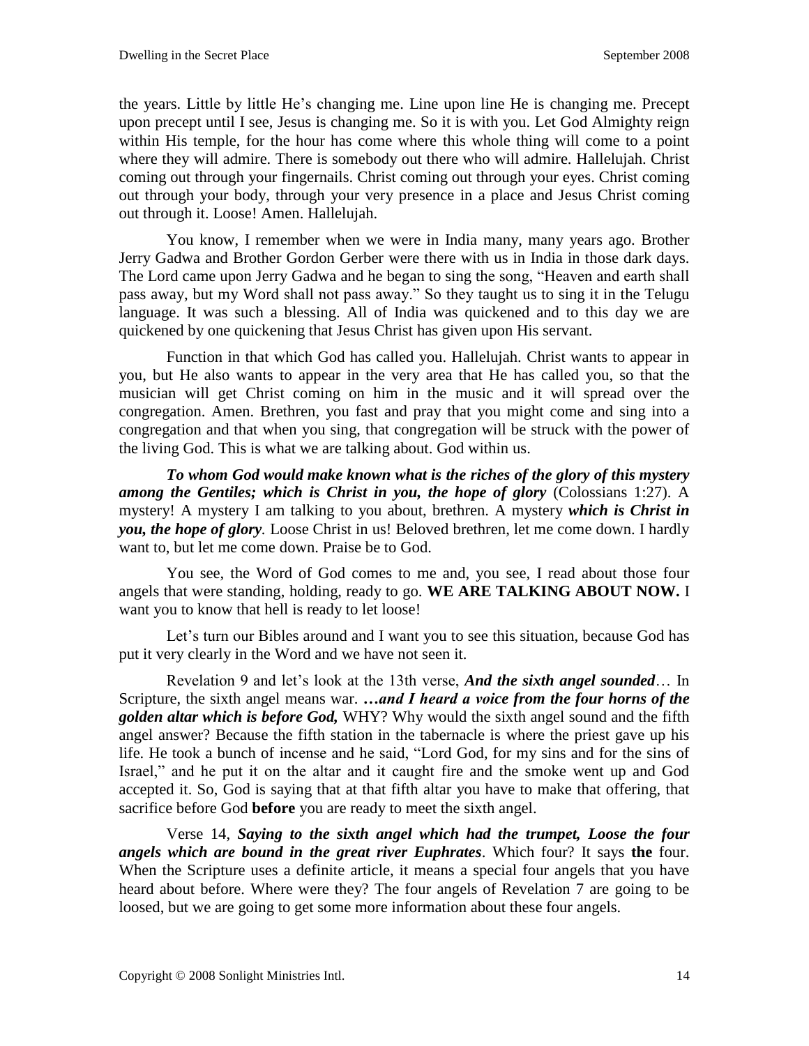the years. Little by little He's changing me. Line upon line He is changing me. Precept upon precept until I see, Jesus is changing me. So it is with you. Let God Almighty reign within His temple, for the hour has come where this whole thing will come to a point where they will admire. There is somebody out there who will admire. Hallelujah. Christ coming out through your fingernails. Christ coming out through your eyes. Christ coming out through your body, through your very presence in a place and Jesus Christ coming out through it. Loose! Amen. Hallelujah.

You know, I remember when we were in India many, many years ago. Brother Jerry Gadwa and Brother Gordon Gerber were there with us in India in those dark days. The Lord came upon Jerry Gadwa and he began to sing the song, "Heaven and earth shall pass away, but my Word shall not pass away." So they taught us to sing it in the Telugu language. It was such a blessing. All of India was quickened and to this day we are quickened by one quickening that Jesus Christ has given upon His servant.

Function in that which God has called you. Hallelujah. Christ wants to appear in you, but He also wants to appear in the very area that He has called you, so that the musician will get Christ coming on him in the music and it will spread over the congregation. Amen. Brethren, you fast and pray that you might come and sing into a congregation and that when you sing, that congregation will be struck with the power of the living God. This is what we are talking about. God within us.

***To whom God would make known what is the riches of the glory of this mystery among the Gentiles; which is Christ in you, the hope of glory*** (Colossians 1:27). A mystery! A mystery I am talking to you about, brethren. A mystery ***which is Christ in you, the hope of glory.*** Loose Christ in us! Beloved brethren, let me come down. I hardly want to, but let me come down. Praise be to God.

You see, the Word of God comes to me and, you see, I read about those four angels that were standing, holding, ready to go. **WE ARE TALKING ABOUT NOW.** I want you to know that hell is ready to let loose!

Let's turn our Bibles around and I want you to see this situation, because God has put it very clearly in the Word and we have not seen it.

Revelation 9 and let's look at the 13th verse, ***And the sixth angel sounded***… In Scripture, the sixth angel means war. ***…and I heard a voice from the four horns of the golden altar which is before God,*** WHY? Why would the sixth angel sound and the fifth angel answer? Because the fifth station in the tabernacle is where the priest gave up his life. He took a bunch of incense and he said, "Lord God, for my sins and for the sins of Israel," and he put it on the altar and it caught fire and the smoke went up and God accepted it. So, God is saying that at that fifth altar you have to make that offering, that sacrifice before God **before** you are ready to meet the sixth angel.

Verse 14, ***Saying to the sixth angel which had the trumpet, Loose the four angels which are bound in the great river Euphrates***. Which four? It says **the** four. When the Scripture uses a definite article, it means a special four angels that you have heard about before. Where were they? The four angels of Revelation 7 are going to be loosed, but we are going to get some more information about these four angels.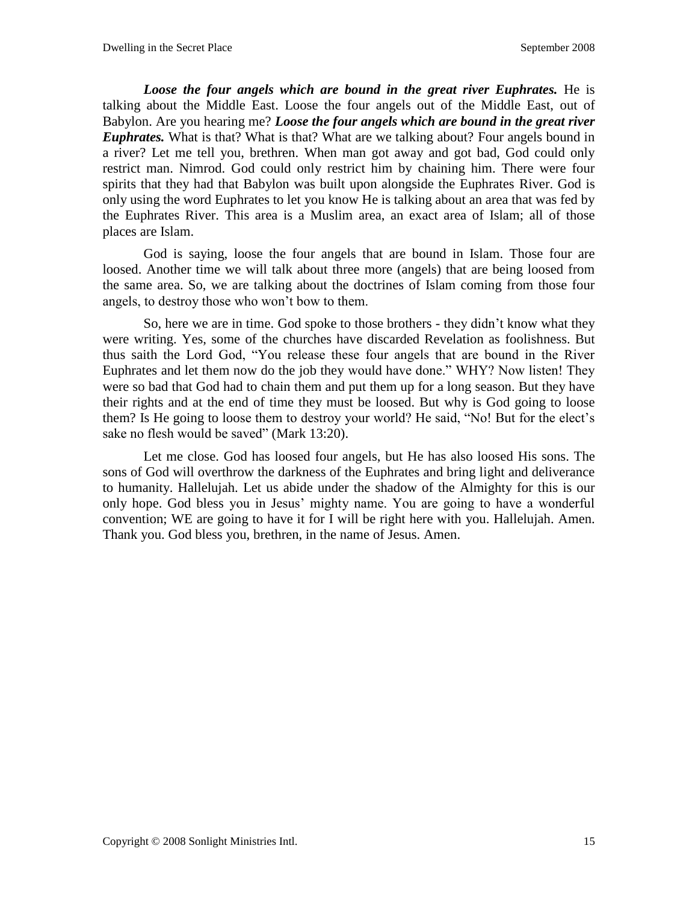***Loose the four angels which are bound in the great river Euphrates.*** He is talking about the Middle East. Loose the four angels out of the Middle East, out of Babylon. Are you hearing me? ***Loose the four angels which are bound in the great river Euphrates.*** What is that? What is that? What are we talking about? Four angels bound in a river? Let me tell you, brethren. When man got away and got bad, God could only restrict man. Nimrod. God could only restrict him by chaining him. There were four spirits that they had that Babylon was built upon alongside the Euphrates River. God is only using the word Euphrates to let you know He is talking about an area that was fed by the Euphrates River. This area is a Muslim area, an exact area of Islam; all of those places are Islam.

God is saying, loose the four angels that are bound in Islam. Those four are loosed. Another time we will talk about three more (angels) that are being loosed from the same area. So, we are talking about the doctrines of Islam coming from those four angels, to destroy those who won't bow to them.

So, here we are in time. God spoke to those brothers - they didn't know what they were writing. Yes, some of the churches have discarded Revelation as foolishness. But thus saith the Lord God, "You release these four angels that are bound in the River Euphrates and let them now do the job they would have done." WHY? Now listen! They were so bad that God had to chain them and put them up for a long season. But they have their rights and at the end of time they must be loosed. But why is God going to loose them? Is He going to loose them to destroy your world? He said, "No! But for the elect's sake no flesh would be saved" (Mark 13:20).

Let me close. God has loosed four angels, but He has also loosed His sons. The sons of God will overthrow the darkness of the Euphrates and bring light and deliverance to humanity. Hallelujah. Let us abide under the shadow of the Almighty for this is our only hope. God bless you in Jesus' mighty name. You are going to have a wonderful convention; WE are going to have it for I will be right here with you. Hallelujah. Amen. Thank you. God bless you, brethren, in the name of Jesus. Amen.